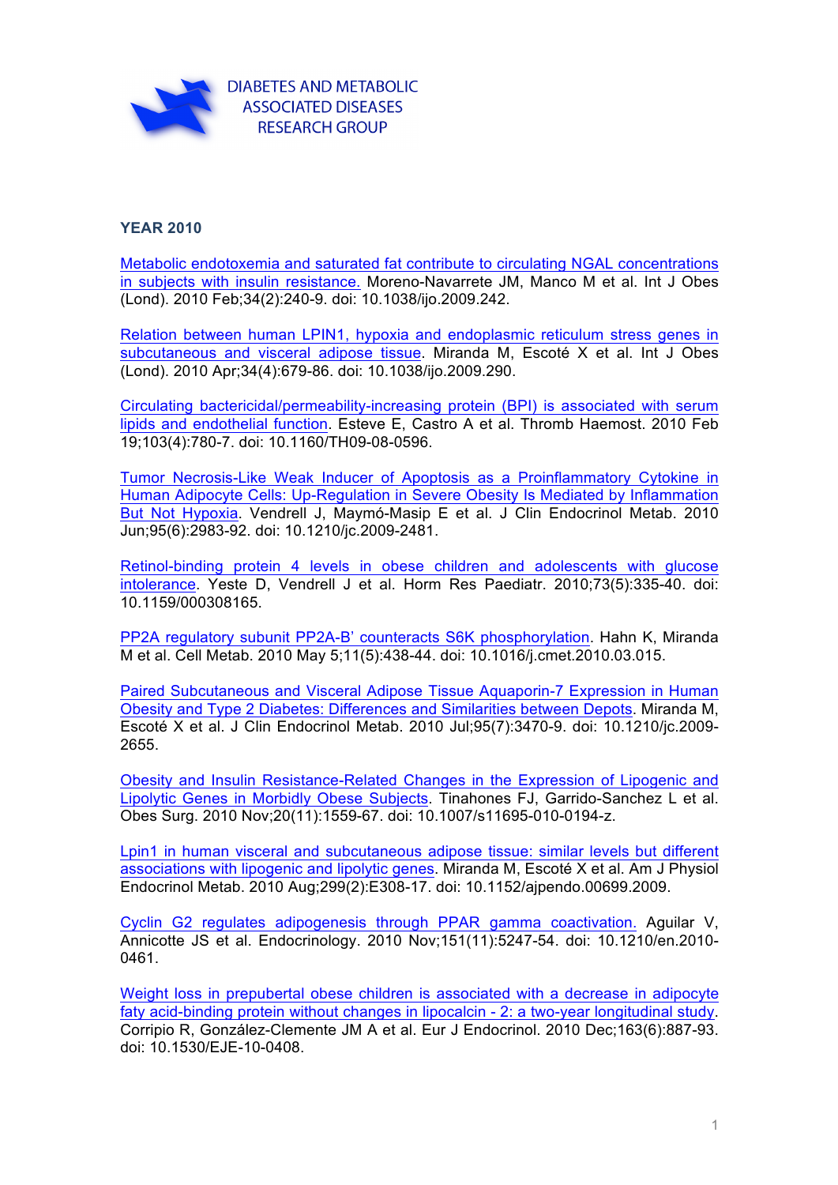DIABETES AND METABOLIC ASSOCIATED DISEASES RESEARCH GROUP

**YEAR 2010**

Metabolic endotoxemia and saturated fat contribute to circulating NGAL concentrations in subjects with insulin resistance. Moreno-Navarrete JM, Manco M et al. Int J Obes (Lond). 2010 Feb;34(2):240-9. doi: 10.1038/ijo.2009.242.

Relation between human LPIN1, hypoxia and endoplasmic reticulum stress genes in subcutaneous and visceral adipose tissue. Miranda M, Escoté X et al. Int J Obes (Lond). 2010 Apr;34(4):679-86. doi: 10.1038/ijo.2009.290.

Circulating bactericidal/permeability-increasing protein (BPI) is associated with serum lipids and endothelial function. Esteve E, Castro A et al. Thromb Haemost. 2010 Feb 19;103(4):780-7. doi: 10.1160/TH09-08-0596.

Tumor Necrosis-Like Weak Inducer of Apoptosis as a Proinflammatory Cytokine in Human Adipocyte Cells: Up-Regulation in Severe Obesity Is Mediated by Inflammation But Not Hypoxia. Vendrell J, Maymó-Masip E et al. J Clin Endocrinol Metab. 2010 Jun;95(6):2983-92. doi: 10.1210/jc.2009-2481.

Retinol-binding protein 4 levels in obese children and adolescents with glucose intolerance. Yeste D, Vendrell J et al. Horm Res Paediatr. 2010;73(5):335-40. doi: 10.1159/000308165.

PP2A regulatory subunit PP2A-B' counteracts S6K phosphorylation. Hahn K, Miranda M et al. Cell Metab. 2010 May 5;11(5):438-44. doi: 10.1016/j.cmet.2010.03.015.

Paired Subcutaneous and Visceral Adipose Tissue Aquaporin-7 Expression in Human Obesity and Type 2 Diabetes: Differences and Similarities between Depots. Miranda M, Escoté X et al. J Clin Endocrinol Metab. 2010 Jul;95(7):3470-9. doi: 10.1210/jc.2009-2655.

Obesity and Insulin Resistance-Related Changes in the Expression of Lipogenic and Lipolytic Genes in Morbidly Obese Subjects. Tinahones FJ, Garrido-Sanchez L et al. Obes Surg. 2010 Nov;20(11):1559-67. doi: 10.1007/s11695-010-0194-z.

Lpin1 in human visceral and subcutaneous adipose tissue: similar levels but different associations with lipogenic and lipolytic genes. Miranda M, Escoté X et al. Am J Physiol Endocrinol Metab. 2010 Aug;299(2):E308-17. doi: 10.1152/ajpendo.00699.2009.

Cyclin G2 regulates adipogenesis through PPAR gamma coactivation. Aguilar V, Annicotte JS et al. Endocrinology. 2010 Nov;151(11):5247-54. doi: 10.1210/en.2010-0461.

Weight loss in prepubertal obese children is associated with a decrease in adipocyte faty acid-binding protein without changes in lipocalcin - 2: a two-year longitudinal study. Corripio R, González-Clemente JM A et al. Eur J Endocrinol. 2010 Dec;163(6):887-93. doi: 10.1530/EJE-10-0408.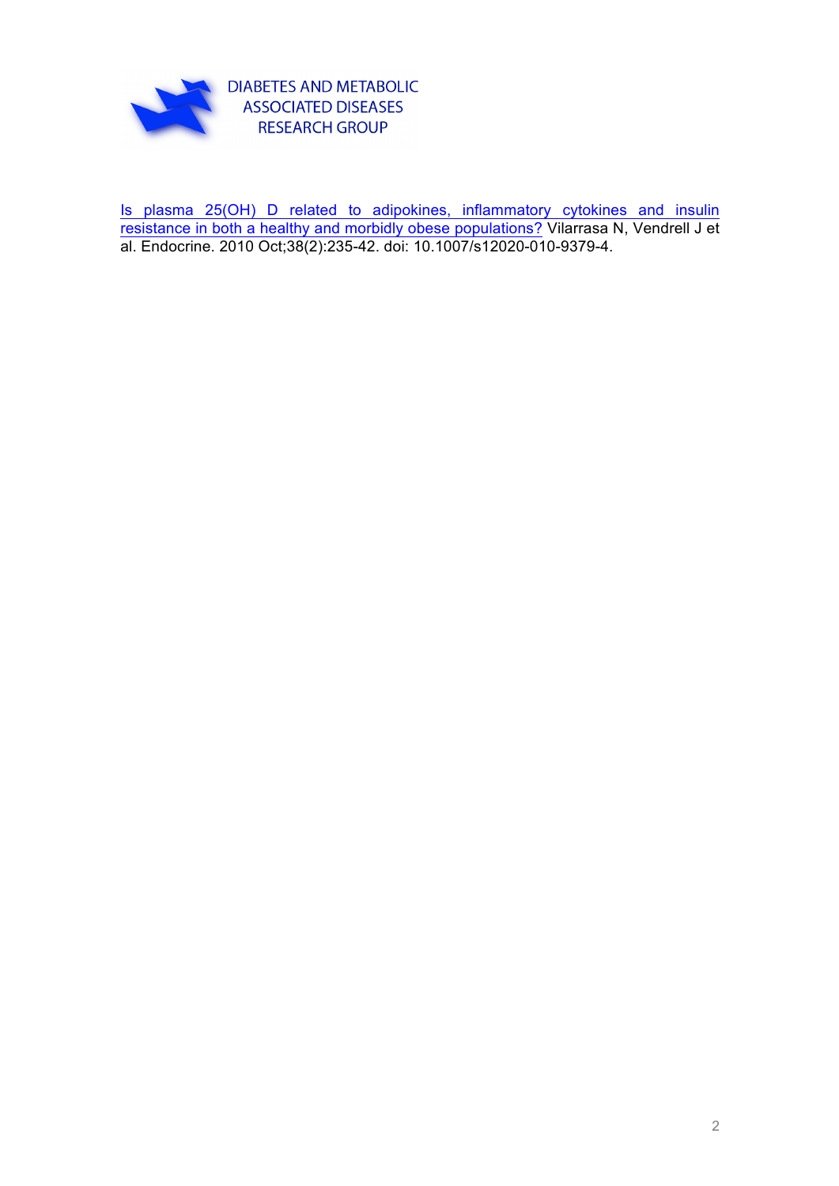DIABETES AND METABOLIC ASSOCIATED DISEASES RESEARCH GROUP

Is plasma 25(OH) D related to adipokines, inflammatory cytokines and insulin resistance in both a healthy and morbidly obese populations? Vilarrasa N, Vendrell J et al. Endocrine. 2010 Oct;38(2):235-42. doi: 10.1007/s12020-010-9379-4.